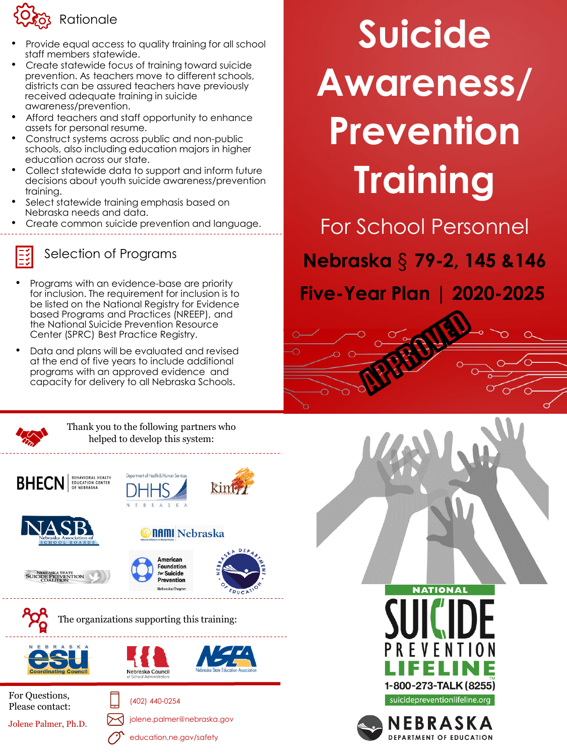# Suicide Awareness/ Prevention Training

## For School Personnel

**Nebraska § 79-2, 145 &146**

**Five-Year Plan | 2020-2025**

APPROVED

## Rationale

- Provide equal access to quality training for all school staff members statewide.
- Create statewide focus of training toward suicide prevention. As teachers move to different schools, districts can be assured teachers have previously received adequate training in suicide awareness/prevention.
- Afford teachers and staff opportunity to enhance assets for personal resume.
- Construct systems across public and non-public schools, also including education majors in higher education across our state.
- Collect statewide data to support and inform future decisions about youth suicide awareness/prevention training.
- Select statewide training emphasis based on Nebraska needs and data.
- Create common suicide prevention and language.

## Selection of Programs

- Programs with an evidence-base are priority for inclusion. The requirement for inclusion is to be listed on the National Registry for Evidence based Programs and Practices (NREEP), and the National Suicide Prevention Resource Center (SPRC) Best Practice Registry.
- Data and plans will be evaluated and revised at the end of five years to include additional programs with an approved evidence and capacity for delivery to all Nebraska Schools.

Thank you to the following partners who helped to develop this system:

BHECN Behavioral Health Education Center of Nebraska; Department of Health & Human Services DHHS Nebraska; Kim Foundation; NASB Nebraska Association of School Boards; NAMI Nebraska; Nebraska State Suicide Prevention Coalition; American Foundation for Suicide Prevention Nebraska Chapter; Nebraska Department of Education

The organizations supporting this training:

Nebraska ESU Coordinating Council; Nebraska Council of School Administrators; NSEA Nebraska State Education Association

For Questions, Please contact:

Jolene Palmer, Ph.D.

(402) 440-0254

jolene.palmer@nebraska.gov

education.ne.gov/safety

National Suicide Prevention Lifeline

1-800-273-TALK (8255)

suicidepreventionlifeline.org

Nebraska Department of Education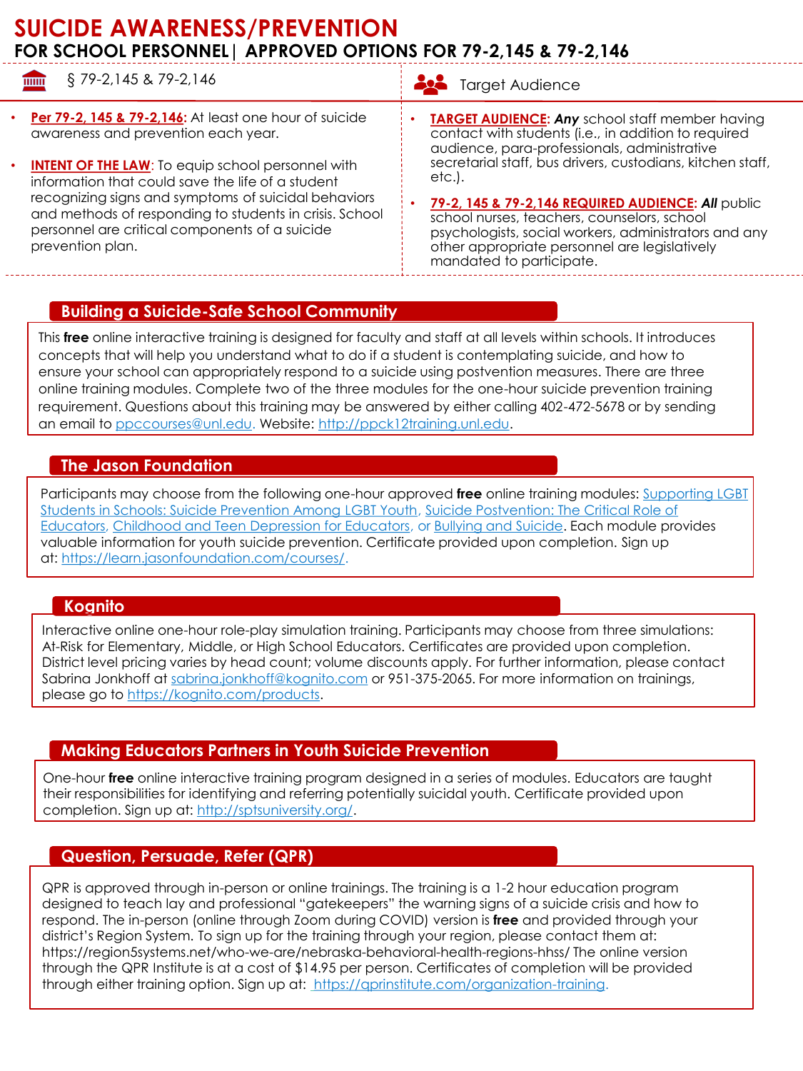# SUICIDE AWARENESS/PREVENTION

## FOR SCHOOL PERSONNEL| APPROVED OPTIONS FOR 79-2,145 & 79-2,146

### § 79-2,145 & 79-2,146

- **Per 79-2, 145 & 79-2,146:** At least one hour of suicide awareness and prevention each year.
- **INTENT OF THE LAW**: To equip school personnel with information that could save the life of a student recognizing signs and symptoms of suicidal behaviors and methods of responding to students in crisis. School personnel are critical components of a suicide prevention plan.

### Target Audience

- **TARGET AUDIENCE**: ***Any*** school staff member having contact with students (i.e., in addition to required audience, para-professionals, administrative secretarial staff, bus drivers, custodians, kitchen staff, etc.).
- **79-2, 145 & 79-2,146 REQUIRED AUDIENCE:** ***All*** public school nurses, teachers, counselors, school psychologists, social workers, administrators and any other appropriate personnel are legislatively mandated to participate.

## Building a Suicide-Safe School Community

This **free** online interactive training is designed for faculty and staff at all levels within schools. It introduces concepts that will help you understand what to do if a student is contemplating suicide, and how to ensure your school can appropriately respond to a suicide using postvention measures. There are three online training modules. Complete two of the three modules for the one-hour suicide prevention training requirement. Questions about this training may be answered by either calling 402-472-5678 or by sending an email to ppccourses@unl.edu. Website: http://ppck12training.unl.edu.

## The Jason Foundation

Participants may choose from the following one-hour approved **free** online training modules: Supporting LGBT Students in Schools: Suicide Prevention Among LGBT Youth, Suicide Postvention: The Critical Role of Educators, Childhood and Teen Depression for Educators, or Bullying and Suicide. Each module provides valuable information for youth suicide prevention. Certificate provided upon completion. Sign up at: https://learn.jasonfoundation.com/courses/.

## Kognito

Interactive online one-hour role-play simulation training. Participants may choose from three simulations: At-Risk for Elementary, Middle, or High School Educators. Certificates are provided upon completion. District level pricing varies by head count; volume discounts apply. For further information, please contact Sabrina Jonkhoff at sabrina.jonkhoff@kognito.com or 951-375-2065. For more information on trainings, please go to https://kognito.com/products.

## Making Educators Partners in Youth Suicide Prevention

One-hour **free** online interactive training program designed in a series of modules. Educators are taught their responsibilities for identifying and referring potentially suicidal youth. Certificate provided upon completion. Sign up at: http://sptsuniversity.org/.

## Question, Persuade, Refer (QPR)

QPR is approved through in-person or online trainings. The training is a 1-2 hour education program designed to teach lay and professional "gatekeepers" the warning signs of a suicide crisis and how to respond. The in-person (online through Zoom during COVID) version is **free** and provided through your district's Region System. To sign up for the training through your region, please contact them at: https://region5systems.net/who-we-are/nebraska-behavioral-health-regions-hhss/ The online version through the QPR Institute is at a cost of $14.95 per person. Certificates of completion will be provided through either training option. Sign up at: https://qprinstitute.com/organization-training.